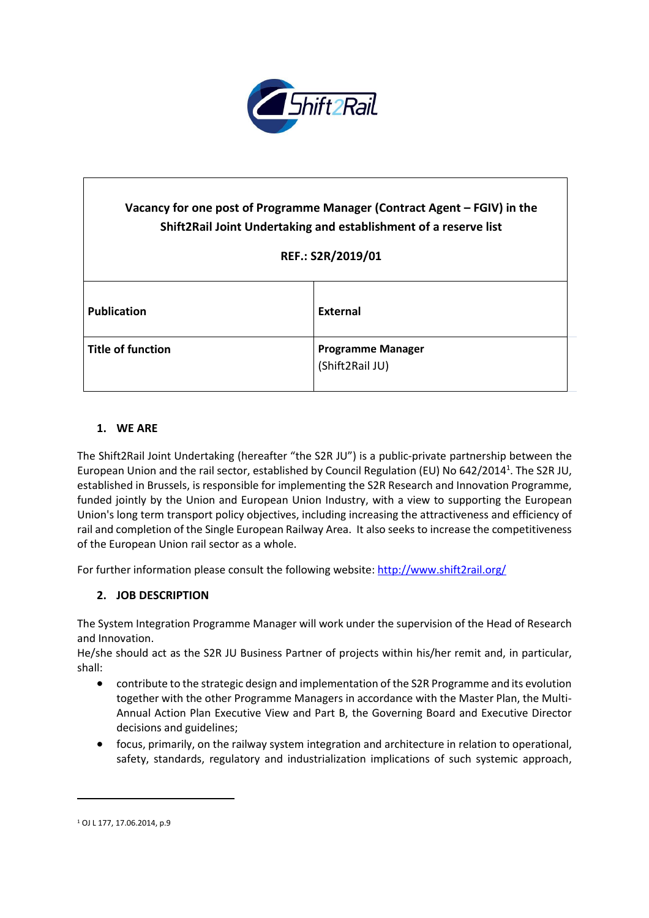| Vacancy for one post of Programme Manager (Contract Agent – FGIV) in the Shift2Rail Joint Undertaking and establishment of a reserve list<br><br>REF.: S2R/2019/01 | |
|---|---|
| **Publication** | **External** |
| **Title of function** | **Programme Manager**<br>(Shift2Rail JU) |

## 1. WE ARE

The Shift2Rail Joint Undertaking (hereafter "the S2R JU") is a public-private partnership between the European Union and the rail sector, established by Council Regulation (EU) No 642/2014[1]. The S2R JU, established in Brussels, is responsible for implementing the S2R Research and Innovation Programme, funded jointly by the Union and European Union Industry, with a view to supporting the European Union's long term transport policy objectives, including increasing the attractiveness and efficiency of rail and completion of the Single European Railway Area. It also seeks to increase the competitiveness of the European Union rail sector as a whole.

For further information please consult the following website: [http://www.shift2rail.org/](http://www.shift2rail.org/)

## 2. JOB DESCRIPTION

The System Integration Programme Manager will work under the supervision of the Head of Research and Innovation.
He/she should act as the S2R JU Business Partner of projects within his/her remit and, in particular, shall:

- contribute to the strategic design and implementation of the S2R Programme and its evolution together with the other Programme Managers in accordance with the Master Plan, the Multi-Annual Action Plan Executive View and Part B, the Governing Board and Executive Director decisions and guidelines;
- focus, primarily, on the railway system integration and architecture in relation to operational, safety, standards, regulatory and industrialization implications of such systemic approach,

[1] OJ L 177, 17.06.2014, p.9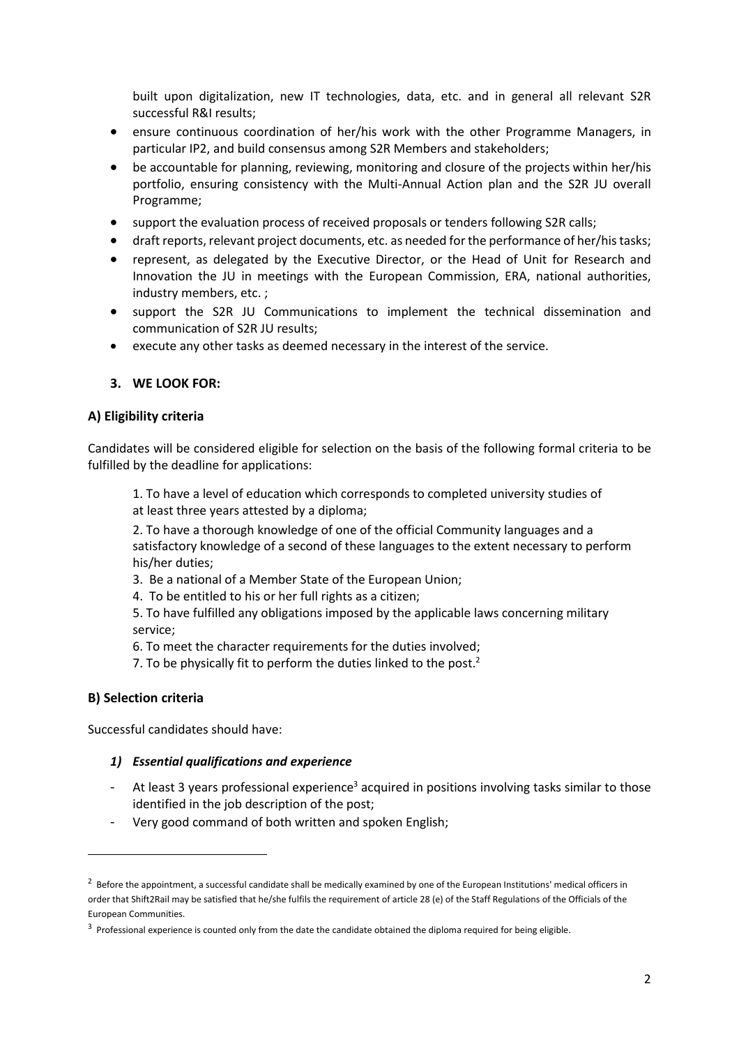built upon digitalization, new IT technologies, data, etc. and in general all relevant S2R successful R&I results;

- ensure continuous coordination of her/his work with the other Programme Managers, in particular IP2, and build consensus among S2R Members and stakeholders;
- be accountable for planning, reviewing, monitoring and closure of the projects within her/his portfolio, ensuring consistency with the Multi-Annual Action plan and the S2R JU overall Programme;
- support the evaluation process of received proposals or tenders following S2R calls;
- draft reports, relevant project documents, etc. as needed for the performance of her/his tasks;
- represent, as delegated by the Executive Director, or the Head of Unit for Research and Innovation the JU in meetings with the European Commission, ERA, national authorities, industry members, etc. ;
- support the S2R JU Communications to implement the technical dissemination and communication of S2R JU results;
- execute any other tasks as deemed necessary in the interest of the service.

## 3. WE LOOK FOR:

### A) Eligibility criteria

Candidates will be considered eligible for selection on the basis of the following formal criteria to be fulfilled by the deadline for applications:

1. To have a level of education which corresponds to completed university studies of at least three years attested by a diploma;
2. To have a thorough knowledge of one of the official Community languages and a satisfactory knowledge of a second of these languages to the extent necessary to perform his/her duties;
3. Be a national of a Member State of the European Union;
4. To be entitled to his or her full rights as a citizen;
5. To have fulfilled any obligations imposed by the applicable laws concerning military service;
6. To meet the character requirements for the duties involved;
7. To be physically fit to perform the duties linked to the post.[2]

### B) Selection criteria

Successful candidates should have:

#### *1) Essential qualifications and experience*

- At least 3 years professional experience[3] acquired in positions involving tasks similar to those identified in the job description of the post;
- Very good command of both written and spoken English;

---

[2] Before the appointment, a successful candidate shall be medically examined by one of the European Institutions' medical officers in order that Shift2Rail may be satisfied that he/she fulfils the requirement of article 28 (e) of the Staff Regulations of the Officials of the European Communities.

[3] Professional experience is counted only from the date the candidate obtained the diploma required for being eligible.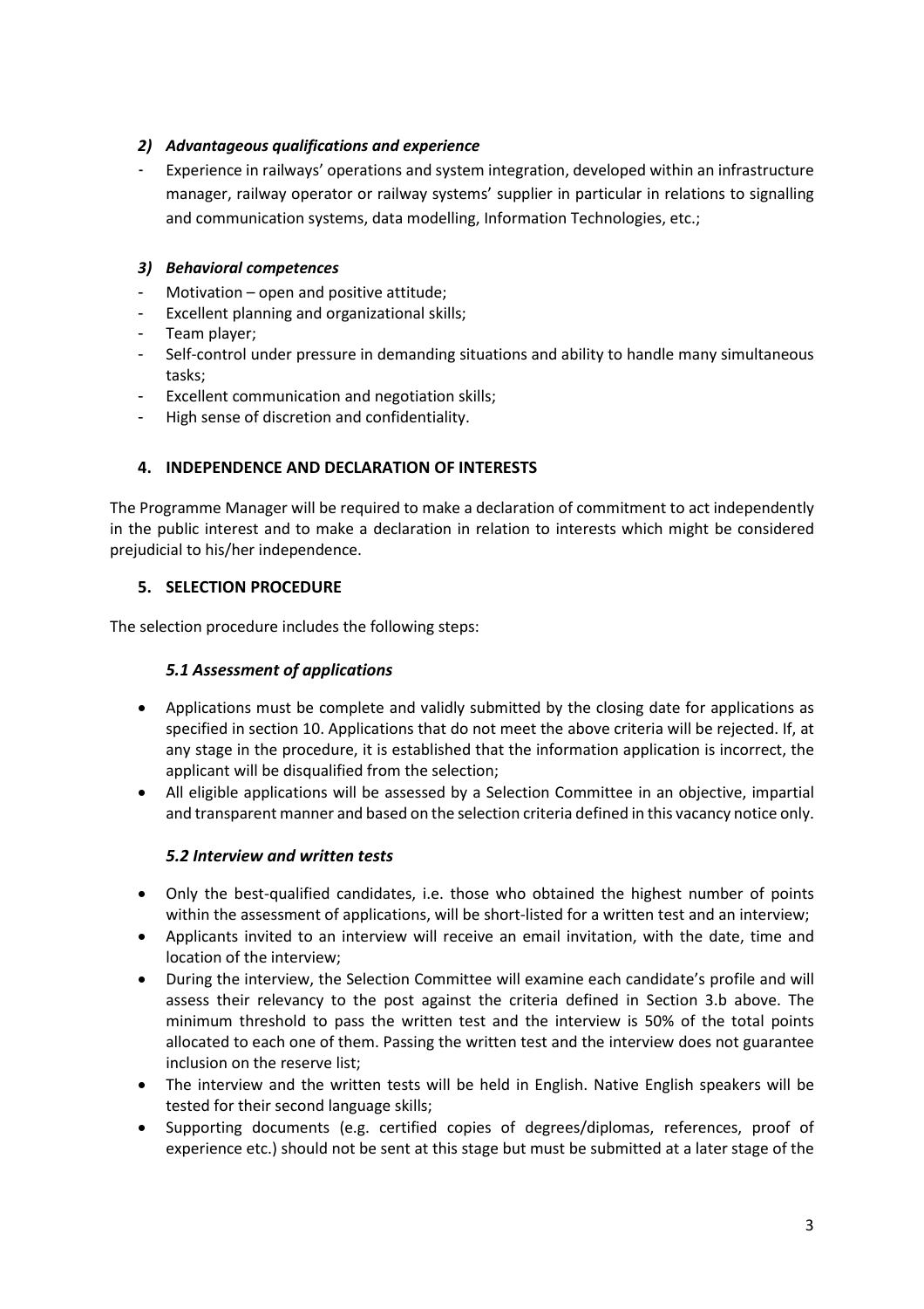### *2) Advantageous qualifications and experience*

- Experience in railways' operations and system integration, developed within an infrastructure manager, railway operator or railway systems' supplier in particular in relations to signalling and communication systems, data modelling, Information Technologies, etc.;

### *3) Behavioral competences*

- Motivation – open and positive attitude;
- Excellent planning and organizational skills;
- Team player;
- Self-control under pressure in demanding situations and ability to handle many simultaneous tasks;
- Excellent communication and negotiation skills;
- High sense of discretion and confidentiality.

## 4. INDEPENDENCE AND DECLARATION OF INTERESTS

The Programme Manager will be required to make a declaration of commitment to act independently in the public interest and to make a declaration in relation to interests which might be considered prejudicial to his/her independence.

## 5. SELECTION PROCEDURE

The selection procedure includes the following steps:

### *5.1 Assessment of applications*

- Applications must be complete and validly submitted by the closing date for applications as specified in section 10. Applications that do not meet the above criteria will be rejected. If, at any stage in the procedure, it is established that the information application is incorrect, the applicant will be disqualified from the selection;
- All eligible applications will be assessed by a Selection Committee in an objective, impartial and transparent manner and based on the selection criteria defined in this vacancy notice only.

### *5.2 Interview and written tests*

- Only the best-qualified candidates, i.e. those who obtained the highest number of points within the assessment of applications, will be short-listed for a written test and an interview;
- Applicants invited to an interview will receive an email invitation, with the date, time and location of the interview;
- During the interview, the Selection Committee will examine each candidate's profile and will assess their relevancy to the post against the criteria defined in Section 3.b above. The minimum threshold to pass the written test and the interview is 50% of the total points allocated to each one of them. Passing the written test and the interview does not guarantee inclusion on the reserve list;
- The interview and the written tests will be held in English. Native English speakers will be tested for their second language skills;
- Supporting documents (e.g. certified copies of degrees/diplomas, references, proof of experience etc.) should not be sent at this stage but must be submitted at a later stage of the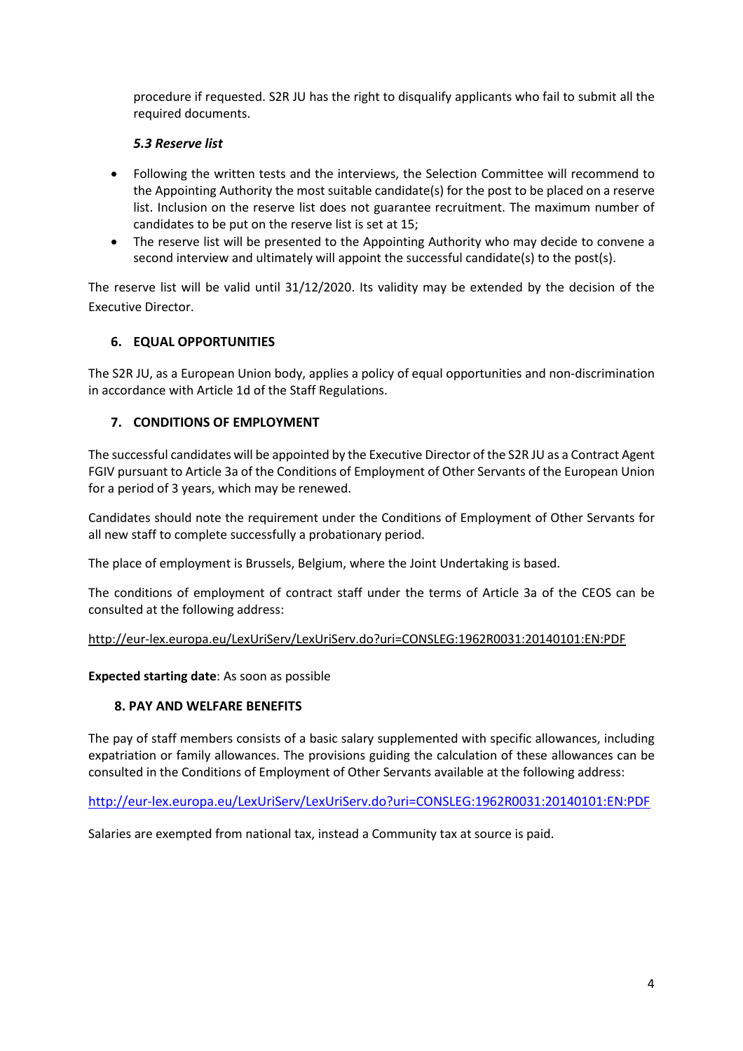procedure if requested. S2R JU has the right to disqualify applicants who fail to submit all the required documents.

### *5.3 Reserve list*

- Following the written tests and the interviews, the Selection Committee will recommend to the Appointing Authority the most suitable candidate(s) for the post to be placed on a reserve list. Inclusion on the reserve list does not guarantee recruitment. The maximum number of candidates to be put on the reserve list is set at 15;
- The reserve list will be presented to the Appointing Authority who may decide to convene a second interview and ultimately will appoint the successful candidate(s) to the post(s).

The reserve list will be valid until 31/12/2020. Its validity may be extended by the decision of the Executive Director.

## 6. EQUAL OPPORTUNITIES

The S2R JU, as a European Union body, applies a policy of equal opportunities and non-discrimination in accordance with Article 1d of the Staff Regulations.

## 7. CONDITIONS OF EMPLOYMENT

The successful candidates will be appointed by the Executive Director of the S2R JU as a Contract Agent FGIV pursuant to Article 3a of the Conditions of Employment of Other Servants of the European Union for a period of 3 years, which may be renewed.

Candidates should note the requirement under the Conditions of Employment of Other Servants for all new staff to complete successfully a probationary period.

The place of employment is Brussels, Belgium, where the Joint Undertaking is based.

The conditions of employment of contract staff under the terms of Article 3a of the CEOS can be consulted at the following address:

http://eur-lex.europa.eu/LexUriServ/LexUriServ.do?uri=CONSLEG:1962R0031:20140101:EN:PDF

**Expected starting date**: As soon as possible

## 8. PAY AND WELFARE BENEFITS

The pay of staff members consists of a basic salary supplemented with specific allowances, including expatriation or family allowances. The provisions guiding the calculation of these allowances can be consulted in the Conditions of Employment of Other Servants available at the following address:

http://eur-lex.europa.eu/LexUriServ/LexUriServ.do?uri=CONSLEG:1962R0031:20140101:EN:PDF

Salaries are exempted from national tax, instead a Community tax at source is paid.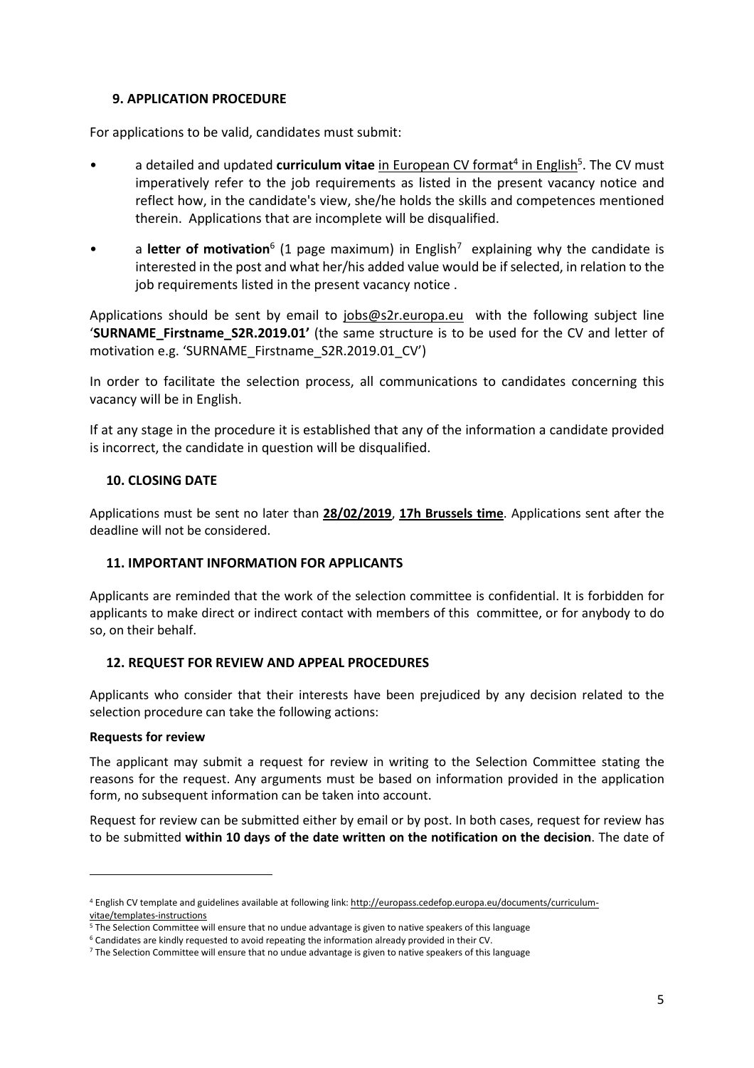## 9. APPLICATION PROCEDURE

For applications to be valid, candidates must submit:

- a detailed and updated **curriculum vitae** in European CV format[4] in English[5]. The CV must imperatively refer to the job requirements as listed in the present vacancy notice and reflect how, in the candidate's view, she/he holds the skills and competences mentioned therein. Applications that are incomplete will be disqualified.
- a **letter of motivation**[6] (1 page maximum) in English[7] explaining why the candidate is interested in the post and what her/his added value would be if selected, in relation to the job requirements listed in the present vacancy notice .

Applications should be sent by email to jobs@s2r.europa.eu with the following subject line '**SURNAME_Firstname_S2R.2019.01'** (the same structure is to be used for the CV and letter of motivation e.g. 'SURNAME_Firstname_S2R.2019.01_CV')

In order to facilitate the selection process, all communications to candidates concerning this vacancy will be in English.

If at any stage in the procedure it is established that any of the information a candidate provided is incorrect, the candidate in question will be disqualified.

## 10. CLOSING DATE

Applications must be sent no later than **28/02/2019**, **17h Brussels time**. Applications sent after the deadline will not be considered.

## 11. IMPORTANT INFORMATION FOR APPLICANTS

Applicants are reminded that the work of the selection committee is confidential. It is forbidden for applicants to make direct or indirect contact with members of this committee, or for anybody to do so, on their behalf.

## 12. REQUEST FOR REVIEW AND APPEAL PROCEDURES

Applicants who consider that their interests have been prejudiced by any decision related to the selection procedure can take the following actions:

**Requests for review**

The applicant may submit a request for review in writing to the Selection Committee stating the reasons for the request. Any arguments must be based on information provided in the application form, no subsequent information can be taken into account.

Request for review can be submitted either by email or by post. In both cases, request for review has to be submitted **within 10 days of the date written on the notification on the decision**. The date of

---

[4] English CV template and guidelines available at following link: http://europass.cedefop.europa.eu/documents/curriculum-vitae/templates-instructions

[5] The Selection Committee will ensure that no undue advantage is given to native speakers of this language

[6] Candidates are kindly requested to avoid repeating the information already provided in their CV.

[7] The Selection Committee will ensure that no undue advantage is given to native speakers of this language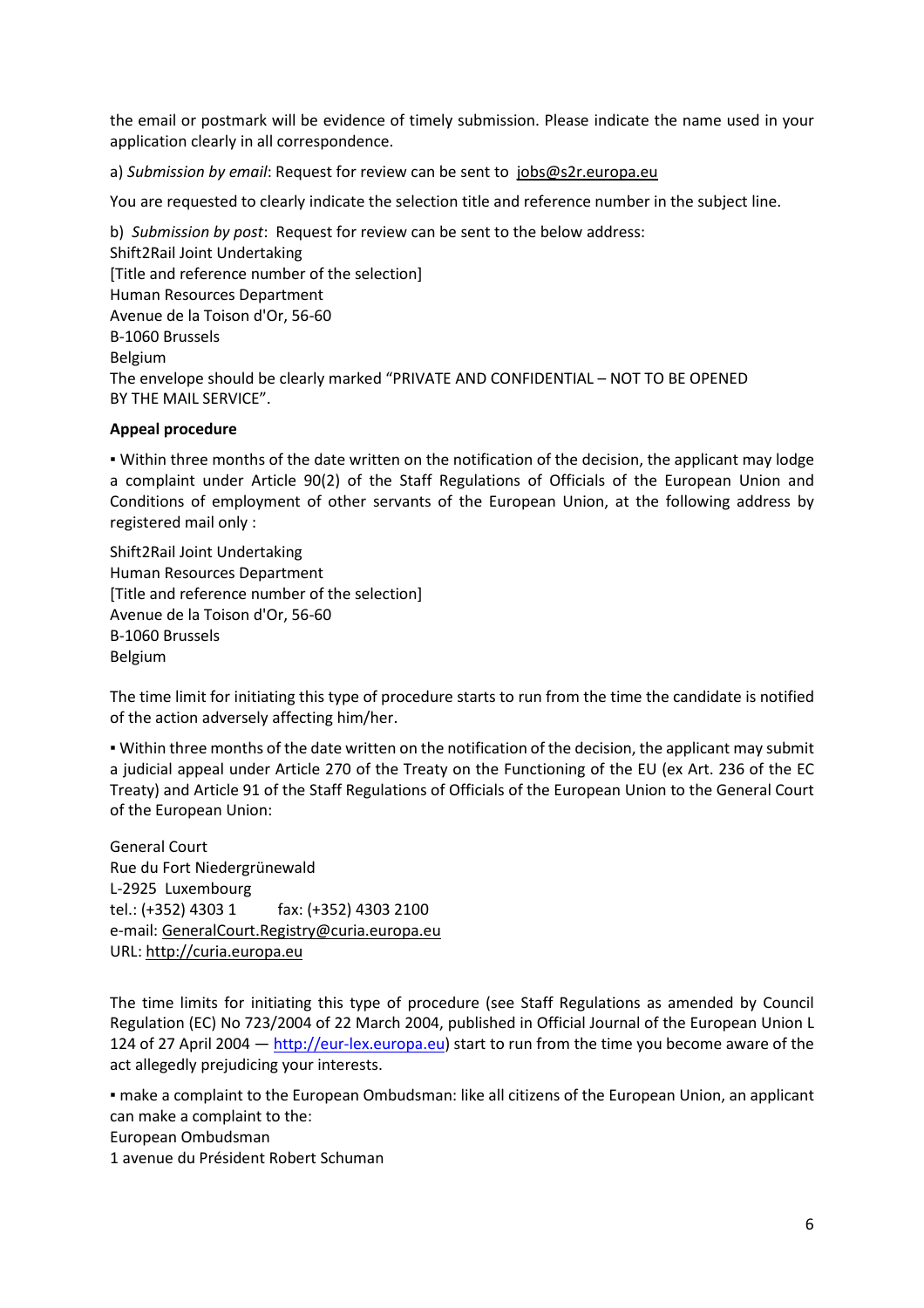the email or postmark will be evidence of timely submission. Please indicate the name used in your application clearly in all correspondence.

a) *Submission by email*: Request for review can be sent to jobs@s2r.europa.eu

You are requested to clearly indicate the selection title and reference number in the subject line.

b) *Submission by post*: Request for review can be sent to the below address:
Shift2Rail Joint Undertaking
[Title and reference number of the selection]
Human Resources Department
Avenue de la Toison d'Or, 56-60
B-1060 Brussels
Belgium
The envelope should be clearly marked "PRIVATE AND CONFIDENTIAL – NOT TO BE OPENED BY THE MAIL SERVICE".

**Appeal procedure**

▪ Within three months of the date written on the notification of the decision, the applicant may lodge a complaint under Article 90(2) of the Staff Regulations of Officials of the European Union and Conditions of employment of other servants of the European Union, at the following address by registered mail only :

Shift2Rail Joint Undertaking
Human Resources Department
[Title and reference number of the selection]
Avenue de la Toison d'Or, 56-60
B-1060 Brussels
Belgium

The time limit for initiating this type of procedure starts to run from the time the candidate is notified of the action adversely affecting him/her.

▪ Within three months of the date written on the notification of the decision, the applicant may submit a judicial appeal under Article 270 of the Treaty on the Functioning of the EU (ex Art. 236 of the EC Treaty) and Article 91 of the Staff Regulations of Officials of the European Union to the General Court of the European Union:

General Court
Rue du Fort Niedergrünewald
L-2925 Luxembourg
tel.: (+352) 4303 1 fax: (+352) 4303 2100
e-mail: GeneralCourt.Registry@curia.europa.eu
URL: http://curia.europa.eu

The time limits for initiating this type of procedure (see Staff Regulations as amended by Council Regulation (EC) No 723/2004 of 22 March 2004, published in Official Journal of the European Union L 124 of 27 April 2004 — http://eur-lex.europa.eu) start to run from the time you become aware of the act allegedly prejudicing your interests.

▪ make a complaint to the European Ombudsman: like all citizens of the European Union, an applicant can make a complaint to the:
European Ombudsman
1 avenue du Président Robert Schuman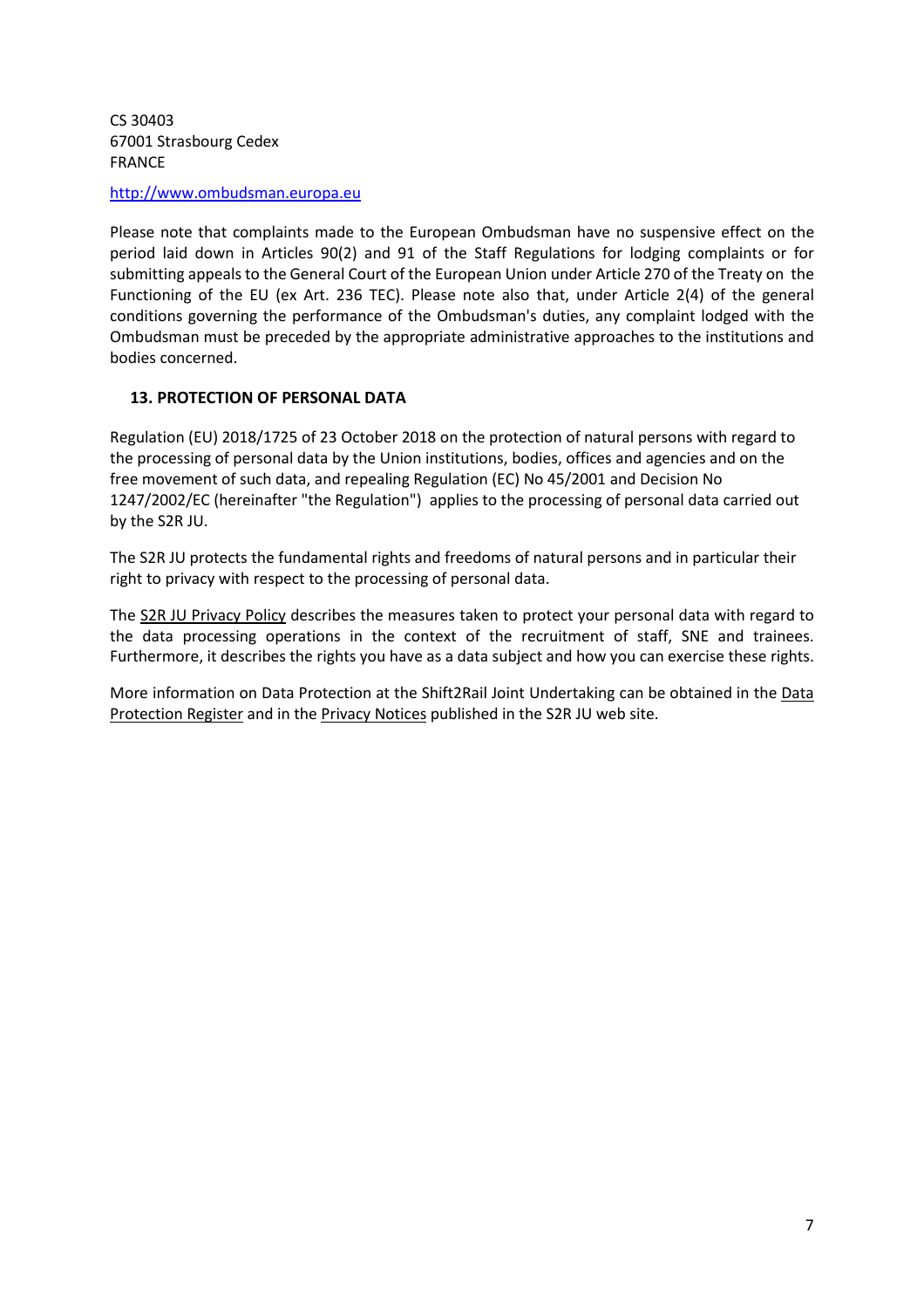CS 30403
67001 Strasbourg Cedex
FRANCE

http://www.ombudsman.europa.eu

Please note that complaints made to the European Ombudsman have no suspensive effect on the period laid down in Articles 90(2) and 91 of the Staff Regulations for lodging complaints or for submitting appeals to the General Court of the European Union under Article 270 of the Treaty on the Functioning of the EU (ex Art. 236 TEC). Please note also that, under Article 2(4) of the general conditions governing the performance of the Ombudsman's duties, any complaint lodged with the Ombudsman must be preceded by the appropriate administrative approaches to the institutions and bodies concerned.

## 13. PROTECTION OF PERSONAL DATA

Regulation (EU) 2018/1725 of 23 October 2018 on the protection of natural persons with regard to the processing of personal data by the Union institutions, bodies, offices and agencies and on the free movement of such data, and repealing Regulation (EC) No 45/2001 and Decision No 1247/2002/EC (hereinafter "the Regulation") applies to the processing of personal data carried out by the S2R JU.

The S2R JU protects the fundamental rights and freedoms of natural persons and in particular their right to privacy with respect to the processing of personal data.

The S2R JU Privacy Policy describes the measures taken to protect your personal data with regard to the data processing operations in the context of the recruitment of staff, SNE and trainees. Furthermore, it describes the rights you have as a data subject and how you can exercise these rights.

More information on Data Protection at the Shift2Rail Joint Undertaking can be obtained in the Data Protection Register and in the Privacy Notices published in the S2R JU web site.